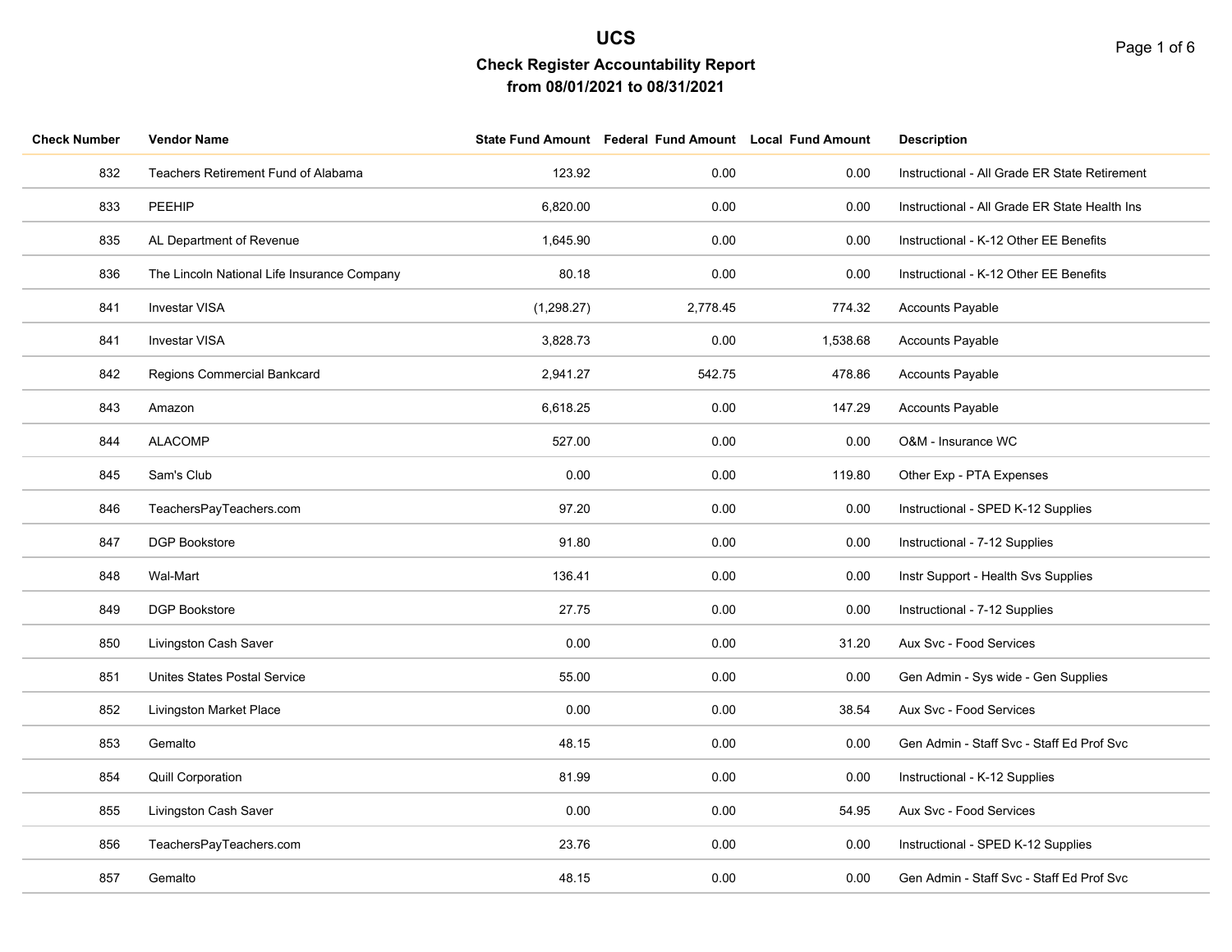# UCS

## Check Register Accountability Report

### from 08/01/2021 to 08/31/2021

| Check Number | Vendor Name | State Fund Amount | Federal Fund Amount | Local Fund Amount | Description |
|---|---|---|---|---|---|
| 832 | Teachers Retirement Fund of Alabama | 123.92 | 0.00 | 0.00 | Instructional - All Grade ER State Retirement |
| 833 | PEEHIP | 6,820.00 | 0.00 | 0.00 | Instructional - All Grade ER State Health Ins |
| 835 | AL Department of Revenue | 1,645.90 | 0.00 | 0.00 | Instructional - K-12 Other EE Benefits |
| 836 | The Lincoln National Life Insurance Company | 80.18 | 0.00 | 0.00 | Instructional - K-12 Other EE Benefits |
| 841 | Investar VISA | (1,298.27) | 2,778.45 | 774.32 | Accounts Payable |
| 841 | Investar VISA | 3,828.73 | 0.00 | 1,538.68 | Accounts Payable |
| 842 | Regions Commercial Bankcard | 2,941.27 | 542.75 | 478.86 | Accounts Payable |
| 843 | Amazon | 6,618.25 | 0.00 | 147.29 | Accounts Payable |
| 844 | ALACOMP | 527.00 | 0.00 | 0.00 | O&M - Insurance WC |
| 845 | Sam's Club | 0.00 | 0.00 | 119.80 | Other Exp - PTA Expenses |
| 846 | TeachersPayTeachers.com | 97.20 | 0.00 | 0.00 | Instructional - SPED K-12 Supplies |
| 847 | DGP Bookstore | 91.80 | 0.00 | 0.00 | Instructional - 7-12 Supplies |
| 848 | Wal-Mart | 136.41 | 0.00 | 0.00 | Instr Support - Health Svs Supplies |
| 849 | DGP Bookstore | 27.75 | 0.00 | 0.00 | Instructional - 7-12 Supplies |
| 850 | Livingston Cash Saver | 0.00 | 0.00 | 31.20 | Aux Svc - Food Services |
| 851 | Unites States Postal Service | 55.00 | 0.00 | 0.00 | Gen Admin - Sys wide - Gen Supplies |
| 852 | Livingston Market Place | 0.00 | 0.00 | 38.54 | Aux Svc - Food Services |
| 853 | Gemalto | 48.15 | 0.00 | 0.00 | Gen Admin - Staff Svc - Staff Ed Prof Svc |
| 854 | Quill Corporation | 81.99 | 0.00 | 0.00 | Instructional - K-12 Supplies |
| 855 | Livingston Cash Saver | 0.00 | 0.00 | 54.95 | Aux Svc - Food Services |
| 856 | TeachersPayTeachers.com | 23.76 | 0.00 | 0.00 | Instructional - SPED K-12 Supplies |
| 857 | Gemalto | 48.15 | 0.00 | 0.00 | Gen Admin - Staff Svc - Staff Ed Prof Svc |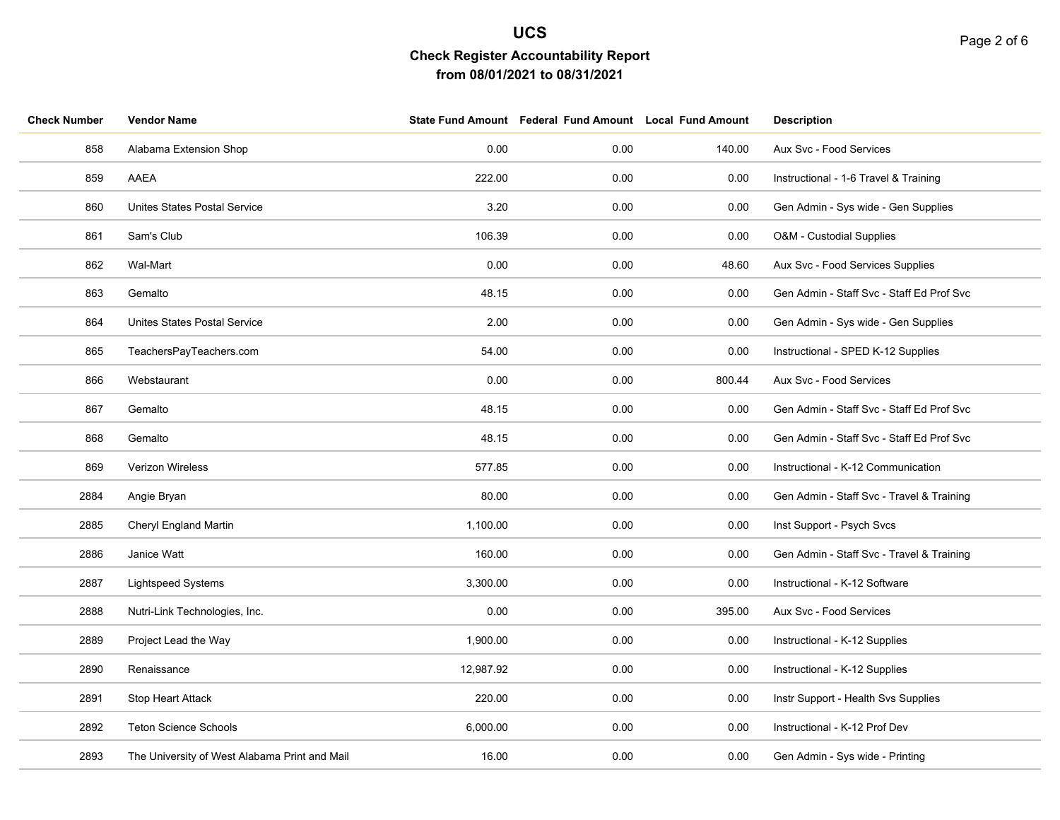# UCS

## Check Register Accountability Report

### from 08/01/2021 to 08/31/2021

| Check Number | Vendor Name | State Fund Amount | Federal Fund Amount | Local Fund Amount | Description |
|---|---|---|---|---|---|
| 858 | Alabama Extension Shop | 0.00 | 0.00 | 140.00 | Aux Svc - Food Services |
| 859 | AAEA | 222.00 | 0.00 | 0.00 | Instructional - 1-6 Travel & Training |
| 860 | Unites States Postal Service | 3.20 | 0.00 | 0.00 | Gen Admin - Sys wide - Gen Supplies |
| 861 | Sam's Club | 106.39 | 0.00 | 0.00 | O&M - Custodial Supplies |
| 862 | Wal-Mart | 0.00 | 0.00 | 48.60 | Aux Svc - Food Services Supplies |
| 863 | Gemalto | 48.15 | 0.00 | 0.00 | Gen Admin - Staff Svc - Staff Ed Prof Svc |
| 864 | Unites States Postal Service | 2.00 | 0.00 | 0.00 | Gen Admin - Sys wide - Gen Supplies |
| 865 | TeachersPayTeachers.com | 54.00 | 0.00 | 0.00 | Instructional - SPED K-12 Supplies |
| 866 | Webstaurant | 0.00 | 0.00 | 800.44 | Aux Svc - Food Services |
| 867 | Gemalto | 48.15 | 0.00 | 0.00 | Gen Admin - Staff Svc - Staff Ed Prof Svc |
| 868 | Gemalto | 48.15 | 0.00 | 0.00 | Gen Admin - Staff Svc - Staff Ed Prof Svc |
| 869 | Verizon Wireless | 577.85 | 0.00 | 0.00 | Instructional - K-12 Communication |
| 2884 | Angie Bryan | 80.00 | 0.00 | 0.00 | Gen Admin - Staff Svc - Travel & Training |
| 2885 | Cheryl England Martin | 1,100.00 | 0.00 | 0.00 | Inst Support - Psych Svcs |
| 2886 | Janice Watt | 160.00 | 0.00 | 0.00 | Gen Admin - Staff Svc - Travel & Training |
| 2887 | Lightspeed Systems | 3,300.00 | 0.00 | 0.00 | Instructional - K-12 Software |
| 2888 | Nutri-Link Technologies, Inc. | 0.00 | 0.00 | 395.00 | Aux Svc - Food Services |
| 2889 | Project Lead the Way | 1,900.00 | 0.00 | 0.00 | Instructional - K-12 Supplies |
| 2890 | Renaissance | 12,987.92 | 0.00 | 0.00 | Instructional - K-12 Supplies |
| 2891 | Stop Heart Attack | 220.00 | 0.00 | 0.00 | Instr Support - Health Svs Supplies |
| 2892 | Teton Science Schools | 6,000.00 | 0.00 | 0.00 | Instructional - K-12 Prof Dev |
| 2893 | The University of West Alabama Print and Mail | 16.00 | 0.00 | 0.00 | Gen Admin - Sys wide - Printing |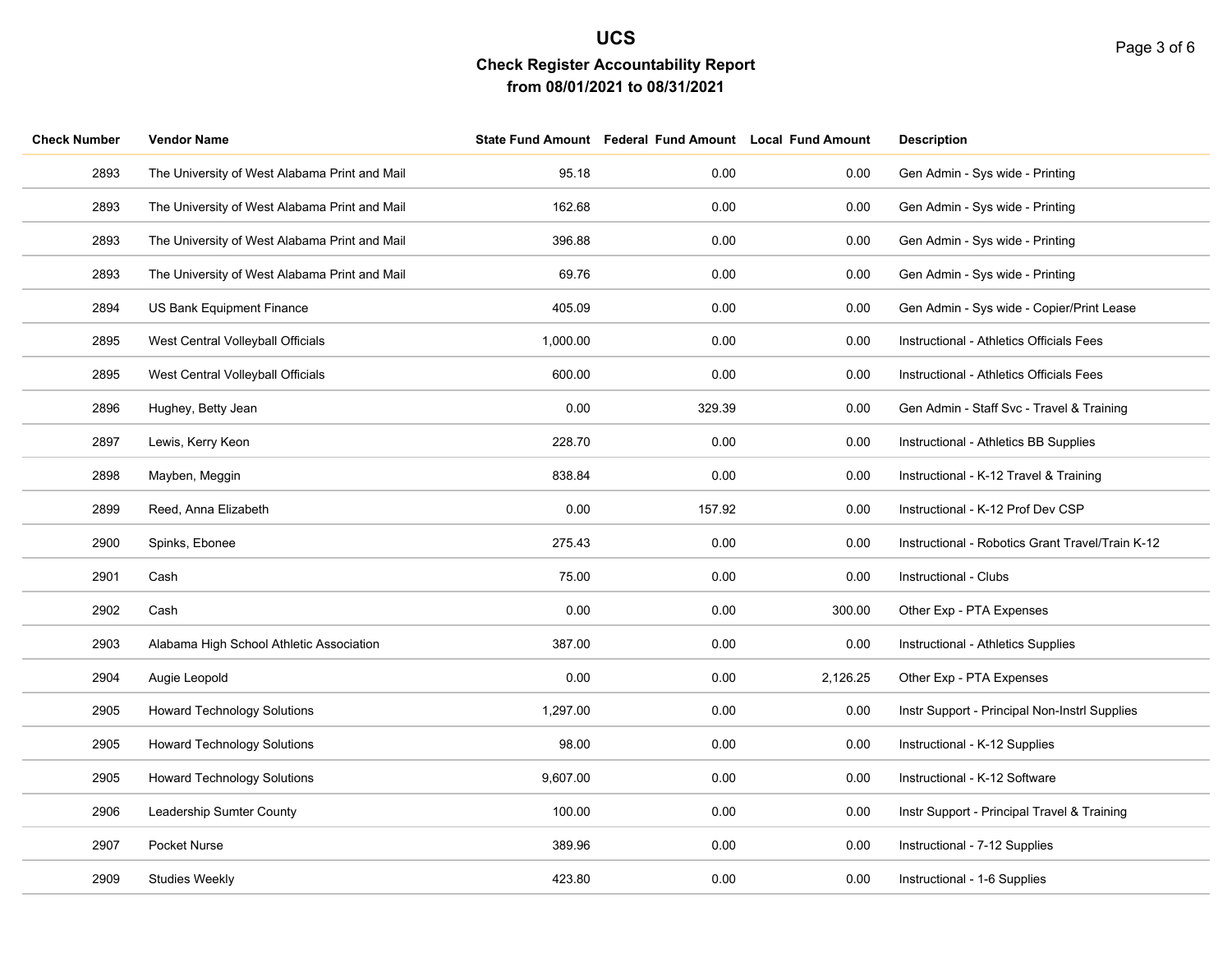# UCS

## Check Register Accountability Report

### from 08/01/2021 to 08/31/2021

| Check Number | Vendor Name | State Fund Amount | Federal Fund Amount | Local Fund Amount | Description |
|---|---|---|---|---|---|
| 2893 | The University of West Alabama Print and Mail | 95.18 | 0.00 | 0.00 | Gen Admin - Sys wide - Printing |
| 2893 | The University of West Alabama Print and Mail | 162.68 | 0.00 | 0.00 | Gen Admin - Sys wide - Printing |
| 2893 | The University of West Alabama Print and Mail | 396.88 | 0.00 | 0.00 | Gen Admin - Sys wide - Printing |
| 2893 | The University of West Alabama Print and Mail | 69.76 | 0.00 | 0.00 | Gen Admin - Sys wide - Printing |
| 2894 | US Bank Equipment Finance | 405.09 | 0.00 | 0.00 | Gen Admin - Sys wide - Copier/Print Lease |
| 2895 | West Central Volleyball Officials | 1,000.00 | 0.00 | 0.00 | Instructional - Athletics Officials Fees |
| 2895 | West Central Volleyball Officials | 600.00 | 0.00 | 0.00 | Instructional - Athletics Officials Fees |
| 2896 | Hughey, Betty Jean | 0.00 | 329.39 | 0.00 | Gen Admin - Staff Svc - Travel & Training |
| 2897 | Lewis, Kerry Keon | 228.70 | 0.00 | 0.00 | Instructional - Athletics BB Supplies |
| 2898 | Mayben, Meggin | 838.84 | 0.00 | 0.00 | Instructional - K-12 Travel & Training |
| 2899 | Reed, Anna Elizabeth | 0.00 | 157.92 | 0.00 | Instructional - K-12 Prof Dev CSP |
| 2900 | Spinks, Ebonee | 275.43 | 0.00 | 0.00 | Instructional - Robotics Grant Travel/Train K-12 |
| 2901 | Cash | 75.00 | 0.00 | 0.00 | Instructional - Clubs |
| 2902 | Cash | 0.00 | 0.00 | 300.00 | Other Exp - PTA Expenses |
| 2903 | Alabama High School Athletic Association | 387.00 | 0.00 | 0.00 | Instructional - Athletics Supplies |
| 2904 | Augie Leopold | 0.00 | 0.00 | 2,126.25 | Other Exp - PTA Expenses |
| 2905 | Howard Technology Solutions | 1,297.00 | 0.00 | 0.00 | Instr Support - Principal Non-Instrl Supplies |
| 2905 | Howard Technology Solutions | 98.00 | 0.00 | 0.00 | Instructional - K-12 Supplies |
| 2905 | Howard Technology Solutions | 9,607.00 | 0.00 | 0.00 | Instructional - K-12 Software |
| 2906 | Leadership Sumter County | 100.00 | 0.00 | 0.00 | Instr Support - Principal Travel & Training |
| 2907 | Pocket Nurse | 389.96 | 0.00 | 0.00 | Instructional - 7-12 Supplies |
| 2909 | Studies Weekly | 423.80 | 0.00 | 0.00 | Instructional - 1-6 Supplies |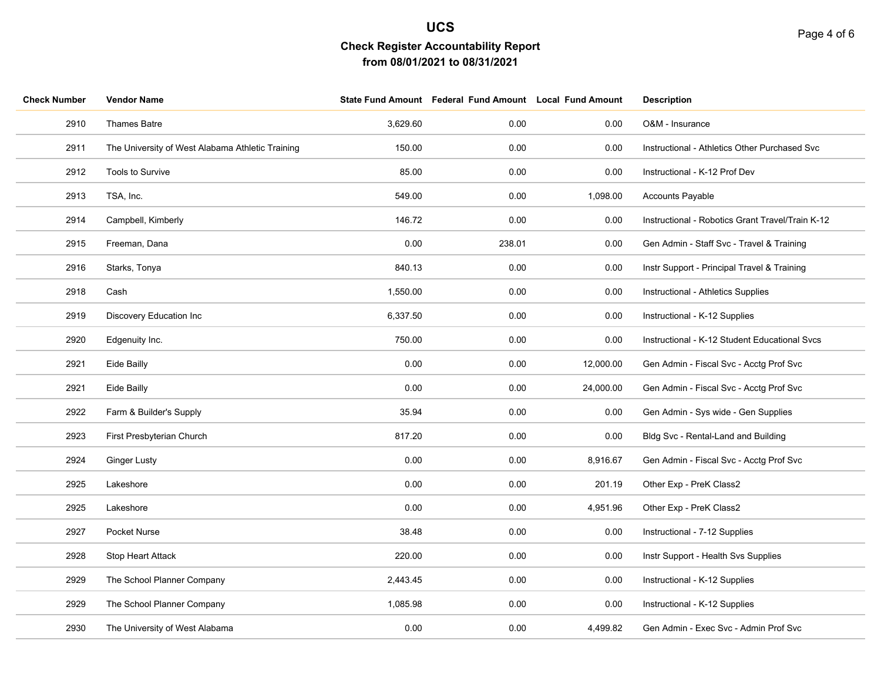# UCS

## Check Register Accountability Report

### from 08/01/2021 to 08/31/2021

| Check Number | Vendor Name | State Fund Amount | Federal Fund Amount | Local Fund Amount | Description |
|---|---|---|---|---|---|
| 2910 | Thames Batre | 3,629.60 | 0.00 | 0.00 | O&M - Insurance |
| 2911 | The University of West Alabama Athletic Training | 150.00 | 0.00 | 0.00 | Instructional - Athletics Other Purchased Svc |
| 2912 | Tools to Survive | 85.00 | 0.00 | 0.00 | Instructional - K-12 Prof Dev |
| 2913 | TSA, Inc. | 549.00 | 0.00 | 1,098.00 | Accounts Payable |
| 2914 | Campbell, Kimberly | 146.72 | 0.00 | 0.00 | Instructional - Robotics Grant Travel/Train K-12 |
| 2915 | Freeman, Dana | 0.00 | 238.01 | 0.00 | Gen Admin - Staff Svc - Travel & Training |
| 2916 | Starks, Tonya | 840.13 | 0.00 | 0.00 | Instr Support - Principal Travel & Training |
| 2918 | Cash | 1,550.00 | 0.00 | 0.00 | Instructional - Athletics Supplies |
| 2919 | Discovery Education Inc | 6,337.50 | 0.00 | 0.00 | Instructional - K-12 Supplies |
| 2920 | Edgenuity Inc. | 750.00 | 0.00 | 0.00 | Instructional - K-12 Student Educational Svcs |
| 2921 | Eide Bailly | 0.00 | 0.00 | 12,000.00 | Gen Admin - Fiscal Svc - Acctg Prof Svc |
| 2921 | Eide Bailly | 0.00 | 0.00 | 24,000.00 | Gen Admin - Fiscal Svc - Acctg Prof Svc |
| 2922 | Farm & Builder's Supply | 35.94 | 0.00 | 0.00 | Gen Admin - Sys wide - Gen Supplies |
| 2923 | First Presbyterian Church | 817.20 | 0.00 | 0.00 | Bldg Svc - Rental-Land and Building |
| 2924 | Ginger Lusty | 0.00 | 0.00 | 8,916.67 | Gen Admin - Fiscal Svc - Acctg Prof Svc |
| 2925 | Lakeshore | 0.00 | 0.00 | 201.19 | Other Exp - PreK Class2 |
| 2925 | Lakeshore | 0.00 | 0.00 | 4,951.96 | Other Exp - PreK Class2 |
| 2927 | Pocket Nurse | 38.48 | 0.00 | 0.00 | Instructional - 7-12 Supplies |
| 2928 | Stop Heart Attack | 220.00 | 0.00 | 0.00 | Instr Support - Health Svs Supplies |
| 2929 | The School Planner Company | 2,443.45 | 0.00 | 0.00 | Instructional - K-12 Supplies |
| 2929 | The School Planner Company | 1,085.98 | 0.00 | 0.00 | Instructional - K-12 Supplies |
| 2930 | The University of West Alabama | 0.00 | 0.00 | 4,499.82 | Gen Admin - Exec Svc - Admin Prof Svc |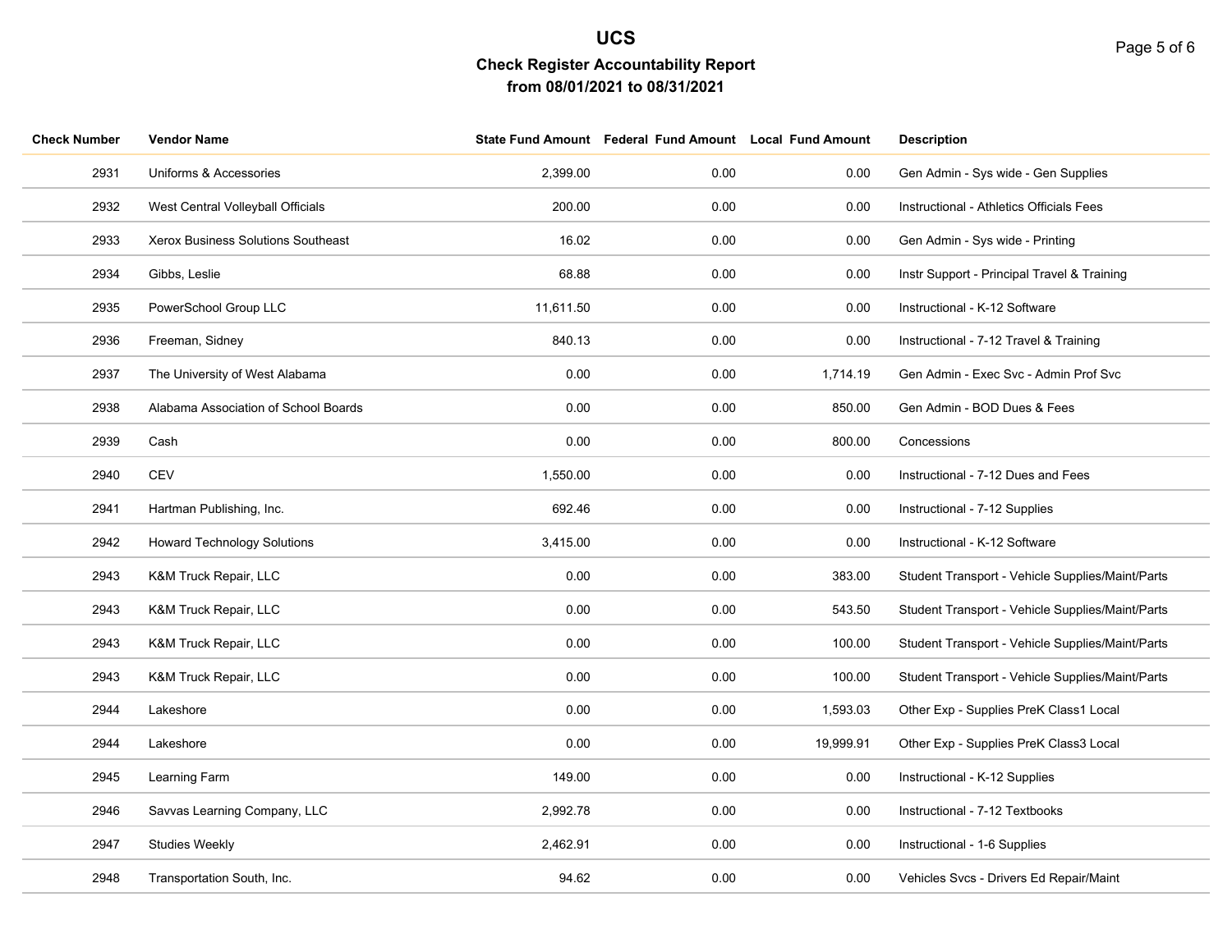# UCS

## Check Register Accountability Report

### from 08/01/2021 to 08/31/2021

| Check Number | Vendor Name | State Fund Amount | Federal Fund Amount | Local Fund Amount | Description |
|---|---|---|---|---|---|
| 2931 | Uniforms & Accessories | 2,399.00 | 0.00 | 0.00 | Gen Admin - Sys wide - Gen Supplies |
| 2932 | West Central Volleyball Officials | 200.00 | 0.00 | 0.00 | Instructional - Athletics Officials Fees |
| 2933 | Xerox Business Solutions Southeast | 16.02 | 0.00 | 0.00 | Gen Admin - Sys wide - Printing |
| 2934 | Gibbs, Leslie | 68.88 | 0.00 | 0.00 | Instr Support - Principal Travel & Training |
| 2935 | PowerSchool Group LLC | 11,611.50 | 0.00 | 0.00 | Instructional - K-12 Software |
| 2936 | Freeman, Sidney | 840.13 | 0.00 | 0.00 | Instructional - 7-12 Travel & Training |
| 2937 | The University of West Alabama | 0.00 | 0.00 | 1,714.19 | Gen Admin - Exec Svc - Admin Prof Svc |
| 2938 | Alabama Association of School Boards | 0.00 | 0.00 | 850.00 | Gen Admin - BOD Dues & Fees |
| 2939 | Cash | 0.00 | 0.00 | 800.00 | Concessions |
| 2940 | CEV | 1,550.00 | 0.00 | 0.00 | Instructional - 7-12 Dues and Fees |
| 2941 | Hartman Publishing, Inc. | 692.46 | 0.00 | 0.00 | Instructional - 7-12 Supplies |
| 2942 | Howard Technology Solutions | 3,415.00 | 0.00 | 0.00 | Instructional - K-12 Software |
| 2943 | K&M Truck Repair, LLC | 0.00 | 0.00 | 383.00 | Student Transport - Vehicle Supplies/Maint/Parts |
| 2943 | K&M Truck Repair, LLC | 0.00 | 0.00 | 543.50 | Student Transport - Vehicle Supplies/Maint/Parts |
| 2943 | K&M Truck Repair, LLC | 0.00 | 0.00 | 100.00 | Student Transport - Vehicle Supplies/Maint/Parts |
| 2943 | K&M Truck Repair, LLC | 0.00 | 0.00 | 100.00 | Student Transport - Vehicle Supplies/Maint/Parts |
| 2944 | Lakeshore | 0.00 | 0.00 | 1,593.03 | Other Exp - Supplies PreK Class1 Local |
| 2944 | Lakeshore | 0.00 | 0.00 | 19,999.91 | Other Exp - Supplies PreK Class3 Local |
| 2945 | Learning Farm | 149.00 | 0.00 | 0.00 | Instructional - K-12 Supplies |
| 2946 | Savvas Learning Company, LLC | 2,992.78 | 0.00 | 0.00 | Instructional - 7-12 Textbooks |
| 2947 | Studies Weekly | 2,462.91 | 0.00 | 0.00 | Instructional - 1-6 Supplies |
| 2948 | Transportation South, Inc. | 94.62 | 0.00 | 0.00 | Vehicles Svcs - Drivers Ed Repair/Maint |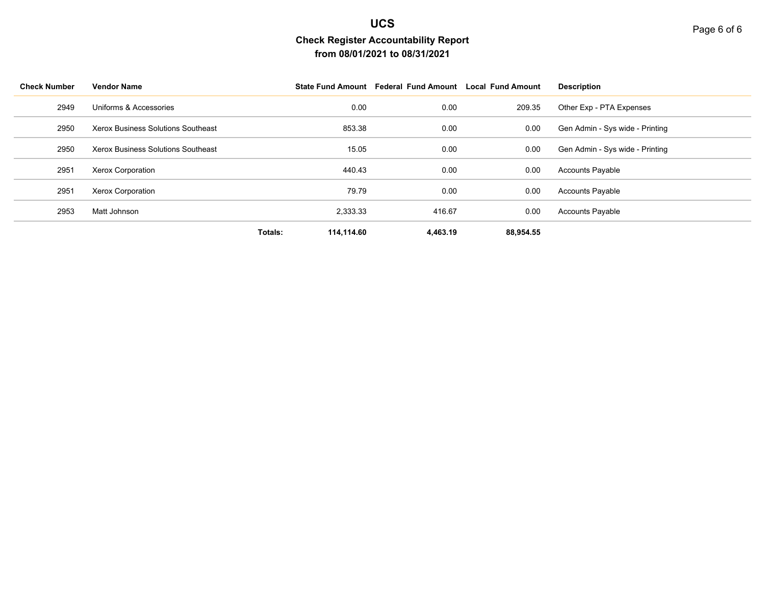# UCS

## Check Register Accountability Report

### from 08/01/2021 to 08/31/2021

| Check Number | Vendor Name | State Fund Amount | Federal Fund Amount | Local Fund Amount | Description |
|---|---|---|---|---|---|
| 2949 | Uniforms & Accessories | 0.00 | 0.00 | 209.35 | Other Exp - PTA Expenses |
| 2950 | Xerox Business Solutions Southeast | 853.38 | 0.00 | 0.00 | Gen Admin - Sys wide - Printing |
| 2950 | Xerox Business Solutions Southeast | 15.05 | 0.00 | 0.00 | Gen Admin - Sys wide - Printing |
| 2951 | Xerox Corporation | 440.43 | 0.00 | 0.00 | Accounts Payable |
| 2951 | Xerox Corporation | 79.79 | 0.00 | 0.00 | Accounts Payable |
| 2953 | Matt Johnson | 2,333.33 | 416.67 | 0.00 | Accounts Payable |
| | **Totals:** | **114,114.60** | **4,463.19** | **88,954.55** | |